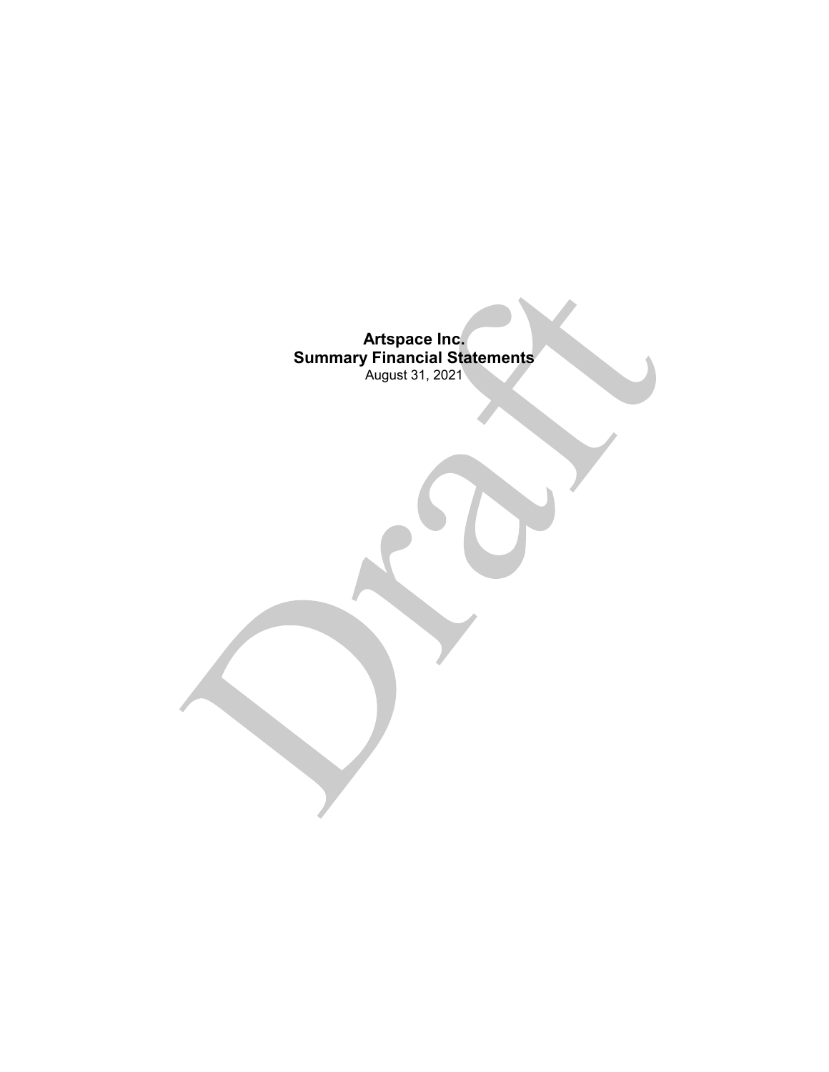# Artspace Inc.

## Summary Financial Statements

August 31, 2021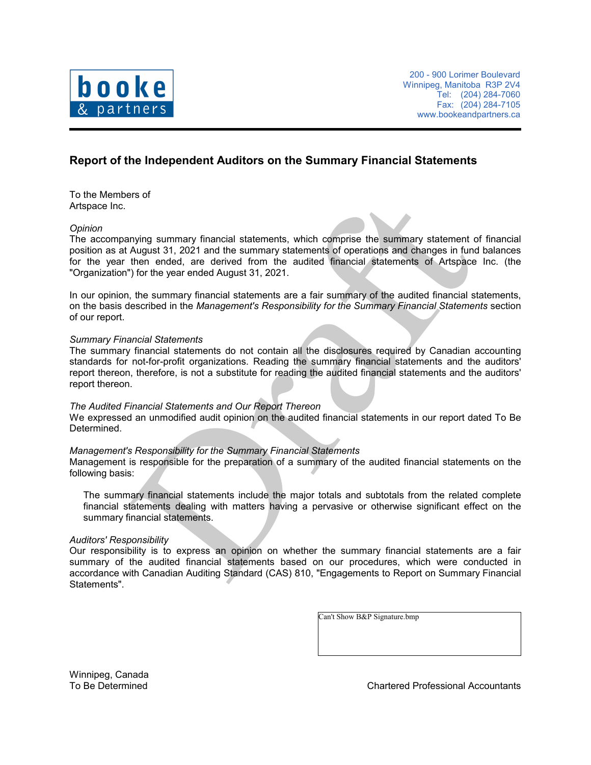booke & partners

200 - 900 Lorimer Boulevard
Winnipeg, Manitoba R3P 2V4
Tel: (204) 284-7060
Fax: (204) 284-7105
www.bookeandpartners.ca

## Report of the Independent Auditors on the Summary Financial Statements

To the Members of
Artspace Inc.

*Opinion*
The accompanying summary financial statements, which comprise the summary statement of financial position as at August 31, 2021 and the summary statements of operations and changes in fund balances for the year then ended, are derived from the audited financial statements of Artspace Inc. (the "Organization") for the year ended August 31, 2021.

In our opinion, the summary financial statements are a fair summary of the audited financial statements, on the basis described in the *Management's Responsibility for the Summary Financial Statements* section of our report.

*Summary Financial Statements*
The summary financial statements do not contain all the disclosures required by Canadian accounting standards for not-for-profit organizations. Reading the summary financial statements and the auditors' report thereon, therefore, is not a substitute for reading the audited financial statements and the auditors' report thereon.

*The Audited Financial Statements and Our Report Thereon*
We expressed an unmodified audit opinion on the audited financial statements in our report dated To Be Determined.

*Management's Responsibility for the Summary Financial Statements*
Management is responsible for the preparation of a summary of the audited financial statements on the following basis:

> The summary financial statements include the major totals and subtotals from the related complete financial statements dealing with matters having a pervasive or otherwise significant effect on the summary financial statements.

*Auditors' Responsibility*
Our responsibility is to express an opinion on whether the summary financial statements are a fair summary of the audited financial statements based on our procedures, which were conducted in accordance with Canadian Auditing Standard (CAS) 810, "Engagements to Report on Summary Financial Statements".

Can't Show B&P Signature.bmp

Winnipeg, Canada
To Be Determined

Chartered Professional Accountants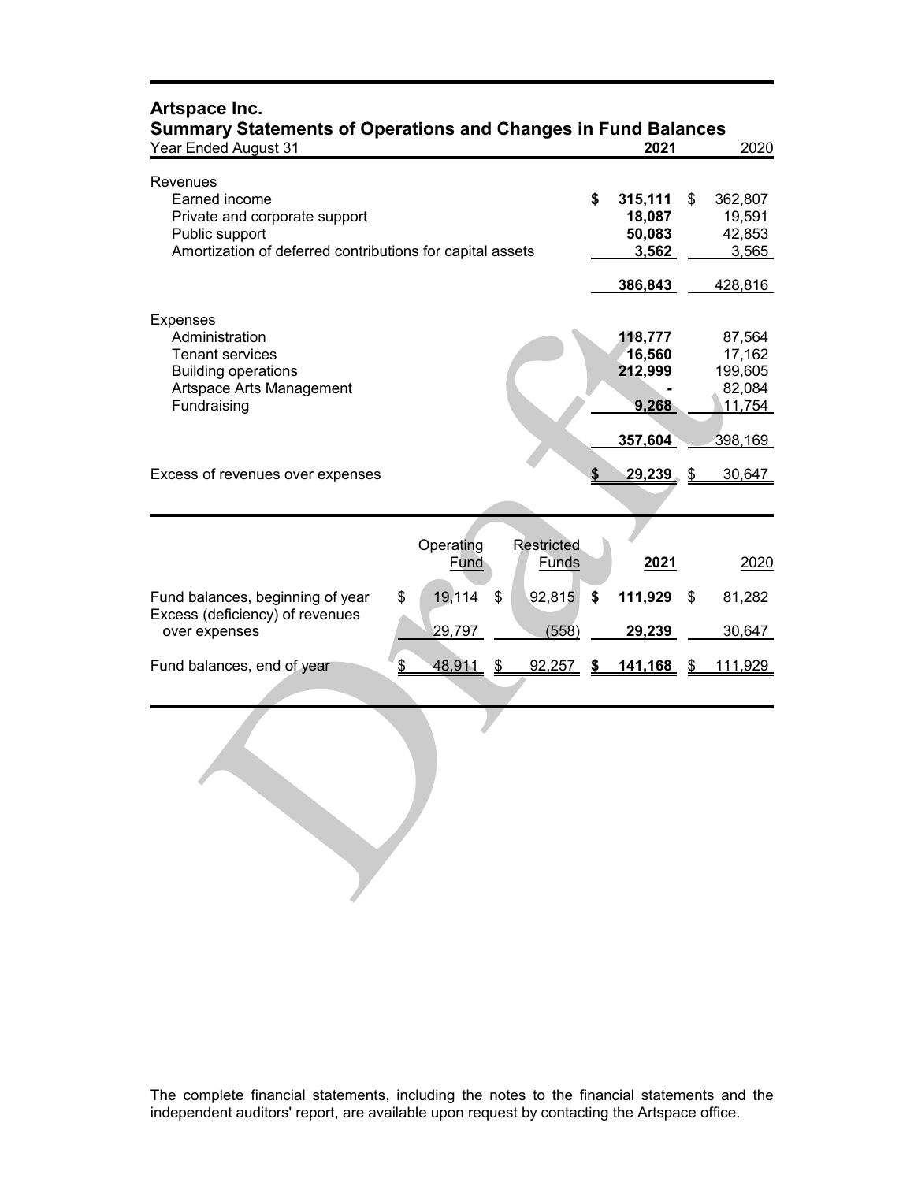# Artspace Inc.

## Summary Statements of Operations and Changes in Fund Balances

| Year Ended August 31 | 2021 | 2020 |
|---|---|---|
| **Revenues** | | |
| Earned income | $ 315,111 | $ 362,807 |
| Private and corporate support | 18,087 | 19,591 |
| Public support | 50,083 | 42,853 |
| Amortization of deferred contributions for capital assets | 3,562 | 3,565 |
| | 386,843 | 428,816 |
| **Expenses** | | |
| Administration | 118,777 | 87,564 |
| Tenant services | 16,560 | 17,162 |
| Building operations | 212,999 | 199,605 |
| Artspace Arts Management | - | 82,084 |
| Fundraising | 9,268 | 11,754 |
| | 357,604 | 398,169 |
| Excess of revenues over expenses | $ 29,239 | $ 30,647 |

| | Operating Fund | Restricted Funds | 2021 | 2020 |
|---|---|---|---|---|
| Fund balances, beginning of year | $ 19,114 | $ 92,815 | $ 111,929 | $ 81,282 |
| Excess (deficiency) of revenues over expenses | 29,797 | (558) | 29,239 | 30,647 |
| Fund balances, end of year | $ 48,911 | $ 92,257 | $ 141,168 | $ 111,929 |

The complete financial statements, including the notes to the financial statements and the independent auditors' report, are available upon request by contacting the Artspace office.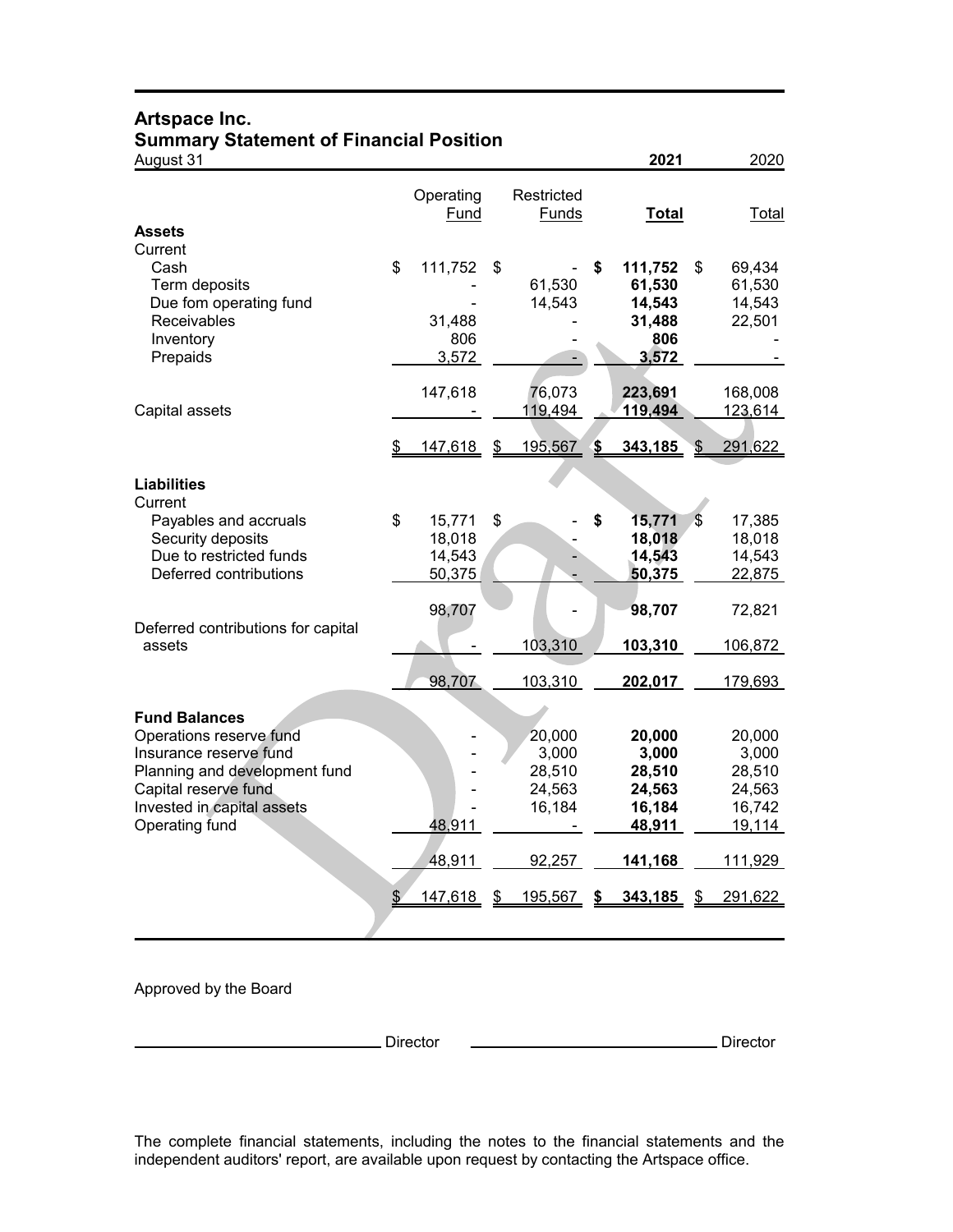# Artspace Inc.

## Summary Statement of Financial Position

| August 31 | | | **2021** | 2020 |
|---|---|---|---|---|
| | Operating Fund | Restricted Funds | **Total** | Total |
| **Assets** | | | | |
| Current | | | | |
| Cash | $ 111,752 | $ - | **$ 111,752** | $ 69,434 |
| Term deposits | - | 61,530 | **61,530** | 61,530 |
| Due fom operating fund | - | 14,543 | **14,543** | 14,543 |
| Receivables | 31,488 | - | **31,488** | 22,501 |
| Inventory | 806 | - | **806** | - |
| Prepaids | 3,572 | - | **3,572** | - |
| | 147,618 | 76,073 | **223,691** | 168,008 |
| Capital assets | - | 119,494 | **119,494** | 123,614 |
| | $ 147,618 | $ 195,567 | **$ 343,185** | $ 291,622 |
| **Liabilities** | | | | |
| Current | | | | |
| Payables and accruals | $ 15,771 | $ - | **$ 15,771** | $ 17,385 |
| Security deposits | 18,018 | - | **18,018** | 18,018 |
| Due to restricted funds | 14,543 | - | **14,543** | 14,543 |
| Deferred contributions | 50,375 | - | **50,375** | 22,875 |
| | 98,707 | - | **98,707** | 72,821 |
| Deferred contributions for capital assets | - | 103,310 | **103,310** | 106,872 |
| | 98,707 | 103,310 | **202,017** | 179,693 |
| **Fund Balances** | | | | |
| Operations reserve fund | - | 20,000 | **20,000** | 20,000 |
| Insurance reserve fund | - | 3,000 | **3,000** | 3,000 |
| Planning and development fund | - | 28,510 | **28,510** | 28,510 |
| Capital reserve fund | - | 24,563 | **24,563** | 24,563 |
| Invested in capital assets | - | 16,184 | **16,184** | 16,742 |
| Operating fund | 48,911 | - | **48,911** | 19,114 |
| | 48,911 | 92,257 | **141,168** | 111,929 |
| | $ 147,618 | $ 195,567 | **$ 343,185** | $ 291,622 |

Draft

Approved by the Board

______________________________ Director ______________________________ Director

The complete financial statements, including the notes to the financial statements and the independent auditors' report, are available upon request by contacting the Artspace office.